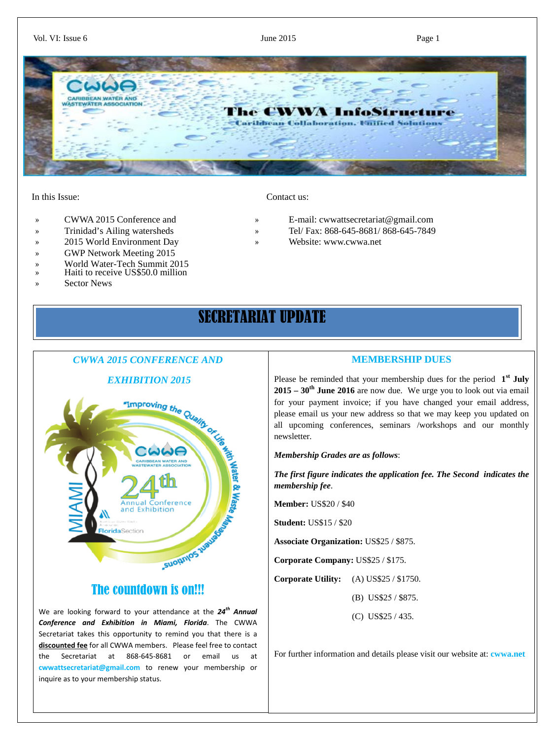# The CWWA InfoStructure

Caribbean Collaboration, Unified Solutions

In this Issue:

- CWWA 2015 Conference and
- Trinidad's Ailing watersheds
- 2015 World Environment Day
- GWP Network Meeting 2015
- World Water-Tech Summit 2015
- Haiti to receive US$50.0 million
- Sector News

Contact us:

- E-mail: cwwattsecretariat@gmail.com
- Tel/ Fax: 868-645-8681/ 868-645-7849
- Website: www.cwwa.net

## SECRETARIAT UPDATE

### *CWWA 2015 CONFERENCE AND EXHIBITION 2015*

### The countdown is on!!!

We are looking forward to your attendance at the 24th ***Annual Conference and Exhibition in Miami, Florida***. The CWWA Secretariat takes this opportunity to remind you that there is a **discounted fee** for all CWWA members. Please feel free to contact the Secretariat at 868-645-8681 or email us at cwwattsecretariat@gmail.com to renew your membership or inquire as to your membership status.

### MEMBERSHIP DUES

Please be reminded that your membership dues for the period **1st July 2015 – 30th June 2016** are now due. We urge you to look out via email for your payment invoice; if you have changed your email address, please email us your new address so that we may keep you updated on all upcoming conferences, seminars /workshops and our monthly newsletter.

***Membership Grades are as follows***:

***The first figure indicates the application fee. The Second indicates the membership fee***.

**Member:** US$20 / $40

**Student:** US$15 / $20

**Associate Organization:** US$25 / $875.

**Corporate Company:** US$25 / $175.

**Corporate Utility:** (A) US$25 / $1750.

(B) US$25 / $875.

(C) US$25 / 435.

For further information and details please visit our website at: **cwwa.net**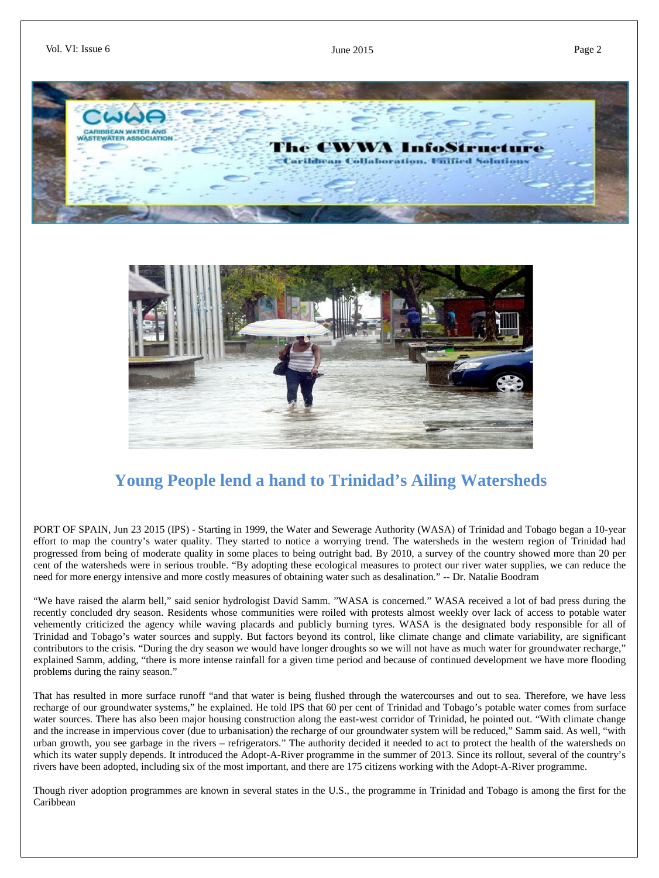## Young People lend a hand to Trinidad's Ailing Watersheds

PORT OF SPAIN, Jun 23 2015 (IPS) - Starting in 1999, the Water and Sewerage Authority (WASA) of Trinidad and Tobago began a 10-year effort to map the country's water quality. They started to notice a worrying trend. The watersheds in the western region of Trinidad had progressed from being of moderate quality in some places to being outright bad. By 2010, a survey of the country showed more than 20 per cent of the watersheds were in serious trouble. "By adopting these ecological measures to protect our river water supplies, we can reduce the need for more energy intensive and more costly measures of obtaining water such as desalination." -- Dr. Natalie Boodram

"We have raised the alarm bell," said senior hydrologist David Samm. "WASA is concerned." WASA received a lot of bad press during the recently concluded dry season. Residents whose communities were roiled with protests almost weekly over lack of access to potable water vehemently criticized the agency while waving placards and publicly burning tyres. WASA is the designated body responsible for all of Trinidad and Tobago's water sources and supply. But factors beyond its control, like climate change and climate variability, are significant contributors to the crisis. "During the dry season we would have longer droughts so we will not have as much water for groundwater recharge," explained Samm, adding, "there is more intense rainfall for a given time period and because of continued development we have more flooding problems during the rainy season."

That has resulted in more surface runoff "and that water is being flushed through the watercourses and out to sea. Therefore, we have less recharge of our groundwater systems," he explained. He told IPS that 60 per cent of Trinidad and Tobago's potable water comes from surface water sources. There has also been major housing construction along the east-west corridor of Trinidad, he pointed out. "With climate change and the increase in impervious cover (due to urbanisation) the recharge of our groundwater system will be reduced," Samm said. As well, "with urban growth, you see garbage in the rivers – refrigerators." The authority decided it needed to act to protect the health of the watersheds on which its water supply depends. It introduced the Adopt-A-River programme in the summer of 2013. Since its rollout, several of the country's rivers have been adopted, including six of the most important, and there are 175 citizens working with the Adopt-A-River programme.

Though river adoption programmes are known in several states in the U.S., the programme in Trinidad and Tobago is among the first for the Caribbean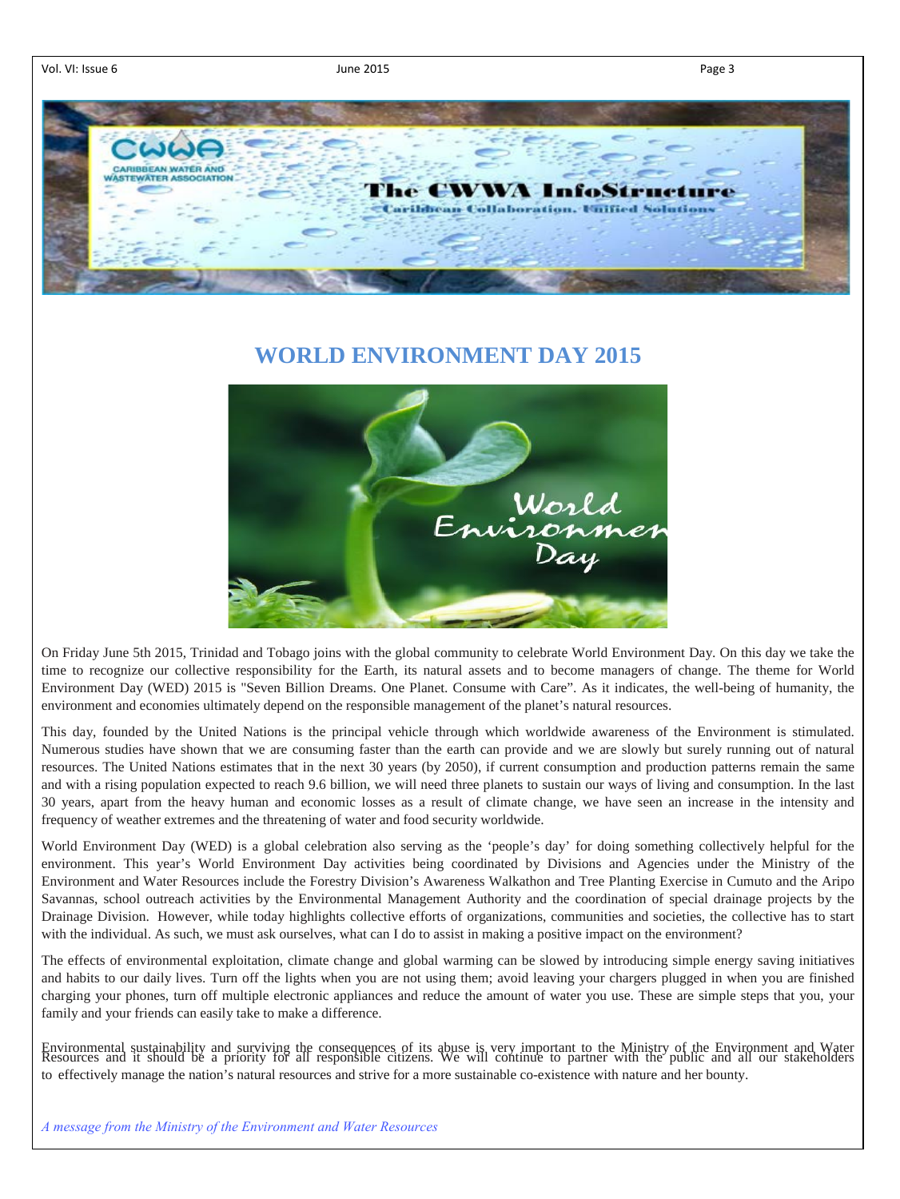# WORLD ENVIRONMENT DAY 2015

On Friday June 5th 2015, Trinidad and Tobago joins with the global community to celebrate World Environment Day. On this day we take the time to recognize our collective responsibility for the Earth, its natural assets and to become managers of change. The theme for World Environment Day (WED) 2015 is "Seven Billion Dreams. One Planet. Consume with Care". As it indicates, the well-being of humanity, the environment and economies ultimately depend on the responsible management of the planet's natural resources.

This day, founded by the United Nations is the principal vehicle through which worldwide awareness of the Environment is stimulated. Numerous studies have shown that we are consuming faster than the earth can provide and we are slowly but surely running out of natural resources. The United Nations estimates that in the next 30 years (by 2050), if current consumption and production patterns remain the same and with a rising population expected to reach 9.6 billion, we will need three planets to sustain our ways of living and consumption. In the last 30 years, apart from the heavy human and economic losses as a result of climate change, we have seen an increase in the intensity and frequency of weather extremes and the threatening of water and food security worldwide.

World Environment Day (WED) is a global celebration also serving as the 'people's day' for doing something collectively helpful for the environment. This year's World Environment Day activities being coordinated by Divisions and Agencies under the Ministry of the Environment and Water Resources include the Forestry Division's Awareness Walkathon and Tree Planting Exercise in Cumuto and the Aripo Savannas, school outreach activities by the Environmental Management Authority and the coordination of special drainage projects by the Drainage Division. However, while today highlights collective efforts of organizations, communities and societies, the collective has to start with the individual. As such, we must ask ourselves, what can I do to assist in making a positive impact on the environment?

The effects of environmental exploitation, climate change and global warming can be slowed by introducing simple energy saving initiatives and habits to our daily lives. Turn off the lights when you are not using them; avoid leaving your chargers plugged in when you are finished charging your phones, turn off multiple electronic appliances and reduce the amount of water you use. These are simple steps that you, your family and your friends can easily take to make a difference.

Environmental sustainability and surviving the consequences of its abuse is very important to the Ministry of the Environment and Water Resources and it should be a priority for all responsible citizens. We will continue to partner with the public and all our stakeholders to effectively manage the nation's natural resources and strive for a more sustainable co-existence with nature and her bounty.

*A message from the Ministry of the Environment and Water Resources*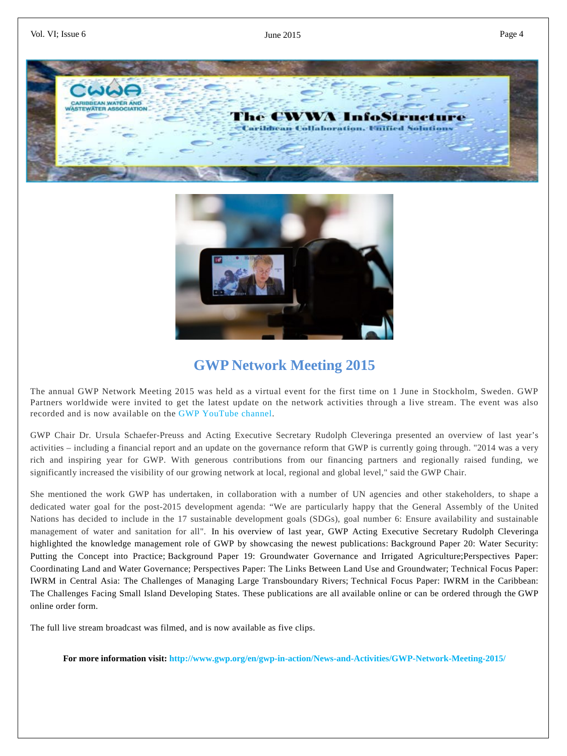## GWP Network Meeting 2015

The annual GWP Network Meeting 2015 was held as a virtual event for the first time on 1 June in Stockholm, Sweden. GWP Partners worldwide were invited to get the latest update on the network activities through a live stream. The event was also recorded and is now available on the GWP YouTube channel.

GWP Chair Dr. Ursula Schaefer-Preuss and Acting Executive Secretary Rudolph Cleveringa presented an overview of last year's activities – including a financial report and an update on the governance reform that GWP is currently going through. "2014 was a very rich and inspiring year for GWP. With generous contributions from our financing partners and regionally raised funding, we significantly increased the visibility of our growing network at local, regional and global level," said the GWP Chair.

She mentioned the work GWP has undertaken, in collaboration with a number of UN agencies and other stakeholders, to shape a dedicated water goal for the post-2015 development agenda: "We are particularly happy that the General Assembly of the United Nations has decided to include in the 17 sustainable development goals (SDGs), goal number 6: Ensure availability and sustainable management of water and sanitation for all". In his overview of last year, GWP Acting Executive Secretary Rudolph Cleveringa highlighted the knowledge management role of GWP by showcasing the newest publications: Background Paper 20: Water Security: Putting the Concept into Practice; Background Paper 19: Groundwater Governance and Irrigated Agriculture;Perspectives Paper: Coordinating Land and Water Governance; Perspectives Paper: The Links Between Land Use and Groundwater; Technical Focus Paper: IWRM in Central Asia: The Challenges of Managing Large Transboundary Rivers; Technical Focus Paper: IWRM in the Caribbean: The Challenges Facing Small Island Developing States. These publications are all available online or can be ordered through the GWP online order form.

The full live stream broadcast was filmed, and is now available as five clips.

**For more information visit: http://www.gwp.org/en/gwp-in-action/News-and-Activities/GWP-Network-Meeting-2015/**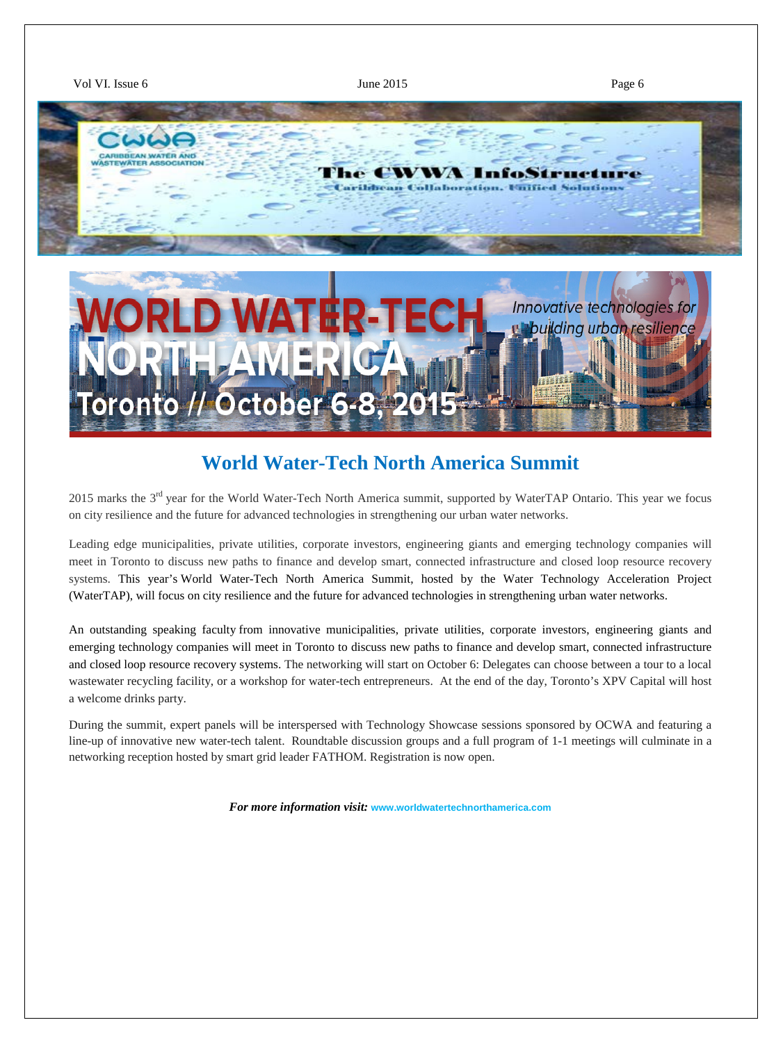## World Water-Tech North America Summit

2015 marks the 3rd year for the World Water-Tech North America summit, supported by WaterTAP Ontario. This year we focus on city resilience and the future for advanced technologies in strengthening our urban water networks.

Leading edge municipalities, private utilities, corporate investors, engineering giants and emerging technology companies will meet in Toronto to discuss new paths to finance and develop smart, connected infrastructure and closed loop resource recovery systems. This year's World Water-Tech North America Summit, hosted by the Water Technology Acceleration Project (WaterTAP), will focus on city resilience and the future for advanced technologies in strengthening urban water networks.

An outstanding speaking faculty from innovative municipalities, private utilities, corporate investors, engineering giants and emerging technology companies will meet in Toronto to discuss new paths to finance and develop smart, connected infrastructure and closed loop resource recovery systems. The networking will start on October 6: Delegates can choose between a tour to a local wastewater recycling facility, or a workshop for water-tech entrepreneurs. At the end of the day, Toronto's XPV Capital will host a welcome drinks party.

During the summit, expert panels will be interspersed with Technology Showcase sessions sponsored by OCWA and featuring a line-up of innovative new water-tech talent. Roundtable discussion groups and a full program of 1-1 meetings will culminate in a networking reception hosted by smart grid leader FATHOM. Registration is now open.

***For more information visit:*** www.worldwatertechnorthamerica.com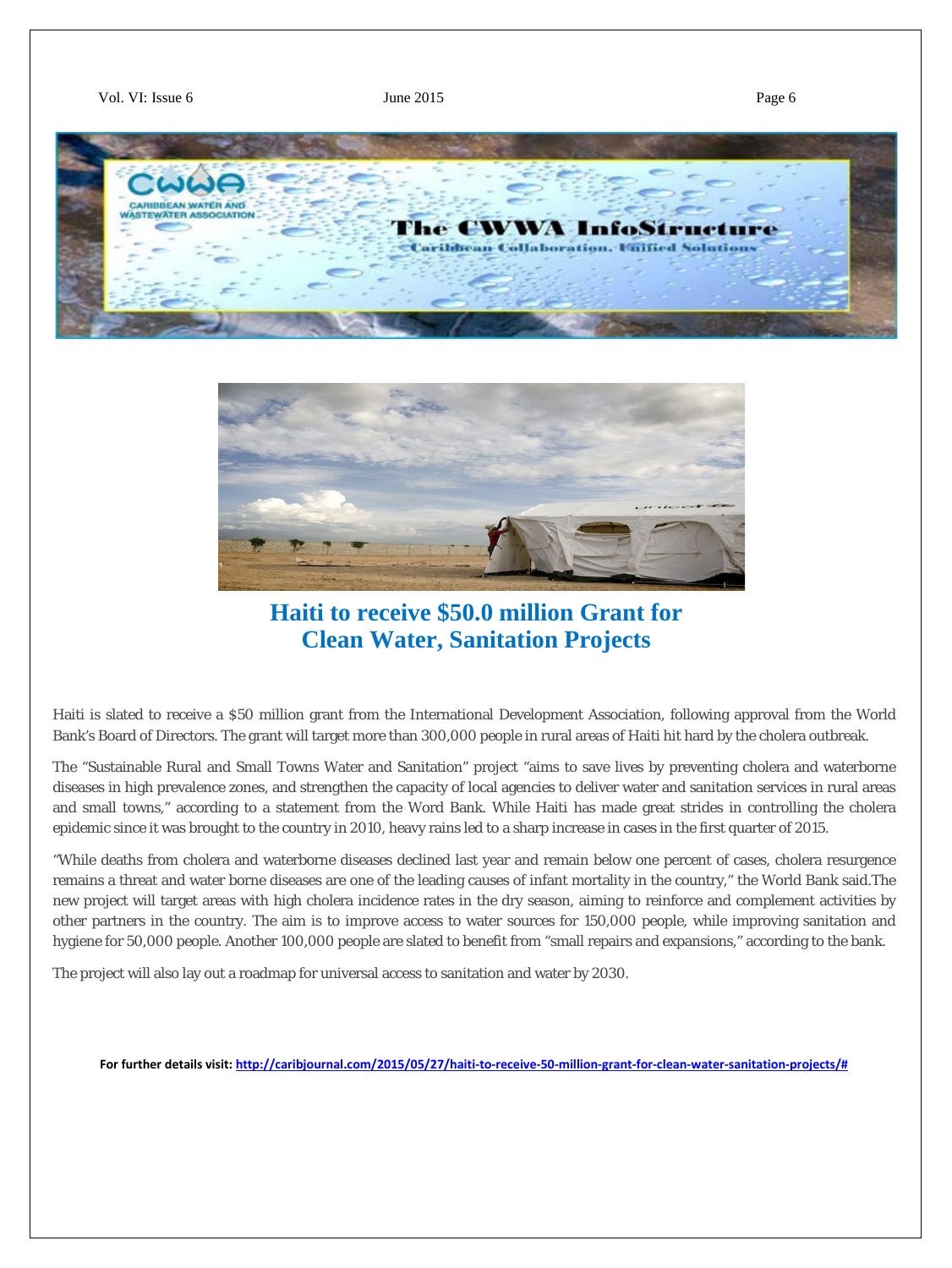# Haiti to receive $50.0 million Grant for Clean Water, Sanitation Projects

Haiti is slated to receive a $50 million grant from the International Development Association, following approval from the World Bank's Board of Directors. The grant will target more than 300,000 people in rural areas of Haiti hit hard by the cholera outbreak.

The "Sustainable Rural and Small Towns Water and Sanitation" project "aims to save lives by preventing cholera and waterborne diseases in high prevalence zones, and strengthen the capacity of local agencies to deliver water and sanitation services in rural areas and small towns," according to a statement from the Word Bank. While Haiti has made great strides in controlling the cholera epidemic since it was brought to the country in 2010, heavy rains led to a sharp increase in cases in the first quarter of 2015.

"While deaths from cholera and waterborne diseases declined last year and remain below one percent of cases, cholera resurgence remains a threat and water borne diseases are one of the leading causes of infant mortality in the country," the World Bank said.The new project will target areas with high cholera incidence rates in the dry season, aiming to reinforce and complement activities by other partners in the country. The aim is to improve access to water sources for 150,000 people, while improving sanitation and hygiene for 50,000 people. Another 100,000 people are slated to benefit from "small repairs and expansions," according to the bank.

The project will also lay out a roadmap for universal access to sanitation and water by 2030.

**For further details visit:** http://caribjournal.com/2015/05/27/haiti-to-receive-50-million-grant-for-clean-water-sanitation-projects/#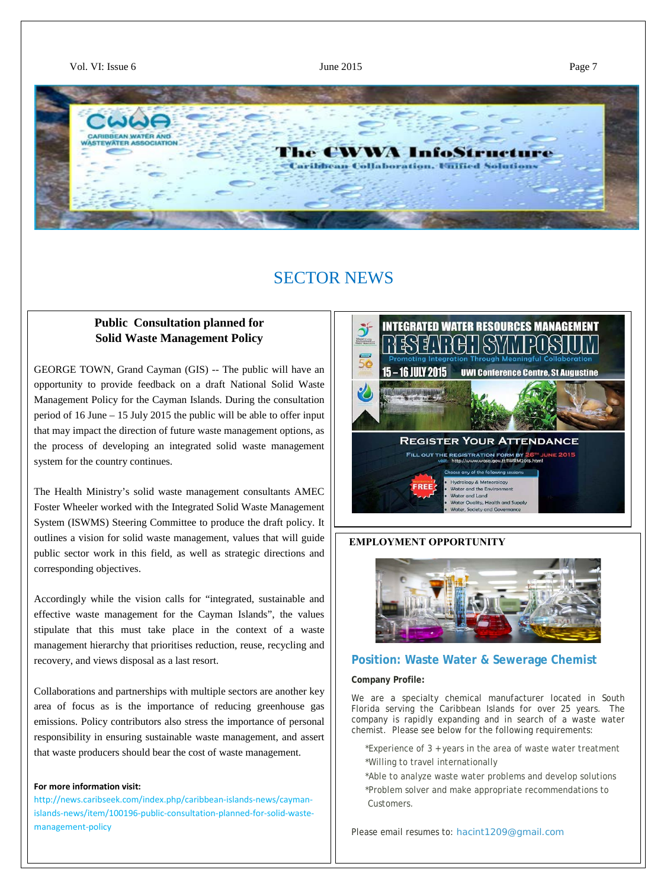# SECTOR NEWS

## Public Consultation planned for Solid Waste Management Policy

GEORGE TOWN, Grand Cayman (GIS) -- The public will have an opportunity to provide feedback on a draft National Solid Waste Management Policy for the Cayman Islands. During the consultation period of 16 June – 15 July 2015 the public will be able to offer input that may impact the direction of future waste management options, as the process of developing an integrated solid waste management system for the country continues.

The Health Ministry's solid waste management consultants AMEC Foster Wheeler worked with the Integrated Solid Waste Management System (ISWMS) Steering Committee to produce the draft policy. It outlines a vision for solid waste management, values that will guide public sector work in this field, as well as strategic directions and corresponding objectives.

Accordingly while the vision calls for "integrated, sustainable and effective waste management for the Cayman Islands", the values stipulate that this must take place in the context of a waste management hierarchy that prioritises reduction, reuse, recycling and recovery, and views disposal as a last resort.

Collaborations and partnerships with multiple sectors are another key area of focus as is the importance of reducing greenhouse gas emissions. Policy contributors also stress the importance of personal responsibility in ensuring sustainable waste management, and assert that waste producers should bear the cost of waste management.

**For more information visit:**

http://news.caribseek.com/index.php/caribbean-islands-news/cayman-islands-news/item/100196-public-consultation-planned-for-solid-waste-management-policy

## INTEGRATED WATER RESOURCES MANAGEMENT RESEARCH SYMPOSIUM

Promoting Integration Through Meaningful Collaboration

15 – 16 JULY 2015 UWI Conference Centre, St Augustine

**REGISTER YOUR ATTENDANCE**

FILL OUT THE REGISTRATION FORM BY 26TH JUNE 2015

visit: http://www.wasa.gov.tt/IWRM2015.html

FREE

Choose any of the following sessions:

- Hydrology & Meteorology
- Water and the Environment
- Water and Land
- Water Quality, Health and Supply
- Water, Society and Governance

## EMPLOYMENT OPPORTUNITY

### Position: Waste Water & Sewerage Chemist

**Company Profile:**

We are a specialty chemical manufacturer located in South Florida serving the Caribbean Islands for over 25 years. The company is rapidly expanding and in search of a waste water chemist. Please see below for the following requirements:

*Experience of 3 + years in the area of waste water treatment
*Willing to travel internationally
*Able to analyze waste water problems and develop solutions
*Problem solver and make appropriate recommendations to Customers.

Please email resumes to: hacint1209@gmail.com